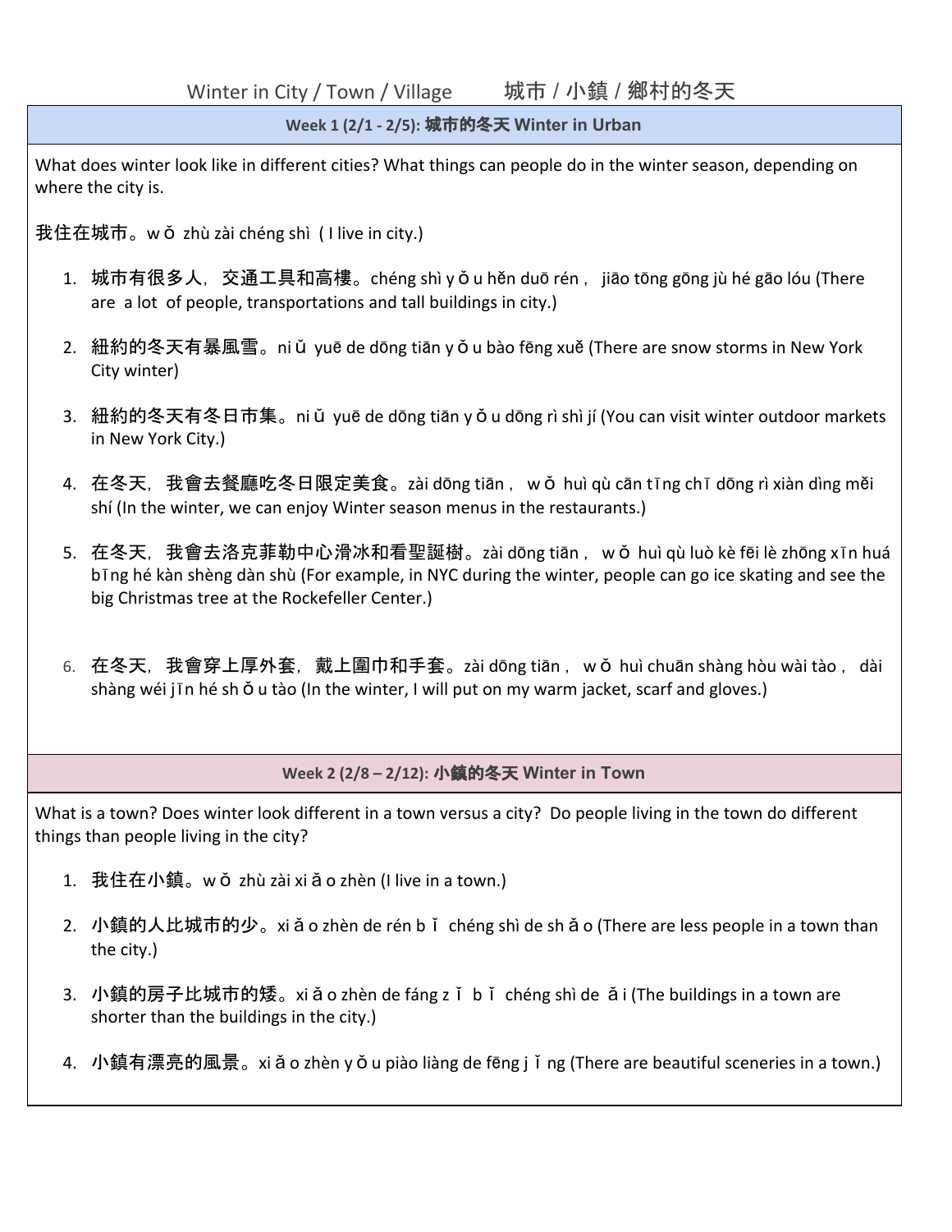# Winter in City / Town / Village　　城市 / 小鎮 / 鄉村的冬天

## Week 1 (2/1 - 2/5): 城市的冬天 Winter in Urban

What does winter look like in different cities? What things can people do in the winter season, depending on where the city is.

我住在城市。w ǒ zhù zài chéng shì ( I live in city.)

1. 城市有很多人，交通工具和高樓。chéng shì y ǒ u hěn duō rén， jiāo tōng gōng jù hé gāo lóu (There are a lot of people, transportations and tall buildings in city.)
2. 紐約的冬天有暴風雪。ni ǔ yuē de dōng tiān y ǒ u bào fēng xuě (There are snow storms in New York City winter)
3. 紐約的冬天有冬日市集。ni ǔ yuē de dōng tiān y ǒ u dōng rì shì jí (You can visit winter outdoor markets in New York City.)
4. 在冬天，我會去餐廳吃冬日限定美食。zài dōng tiān， w ǒ huì qù cān t ī ng ch ī dōng rì xiàn dìng měi shí (In the winter, we can enjoy Winter season menus in the restaurants.)
5. 在冬天，我會去洛克菲勒中心滑冰和看聖誕樹。zài dōng tiān， w ǒ huì qù luò kè fēi lè zhōng x ī n huá b ī ng hé kàn shèng dàn shù (For example, in NYC during the winter, people can go ice skating and see the big Christmas tree at the Rockefeller Center.)
6. 在冬天，我會穿上厚外套，戴上圍巾和手套。zài dōng tiān， w ǒ huì chuān shàng hòu wài tào， dài shàng wéi j ī n hé sh ǒ u tào (In the winter, I will put on my warm jacket, scarf and gloves.)

## Week 2 (2/8 – 2/12): 小鎮的冬天 Winter in Town

What is a town? Does winter look different in a town versus a city? Do people living in the town do different things than people living in the city?

1. 我住在小鎮。w ǒ zhù zài xi ǎ o zhèn (I live in a town.)
2. 小鎮的人比城市的少。xi ǎ o zhèn de rén b ǐ chéng shì de sh ǎ o (There are less people in a town than the city.)
3. 小鎮的房子比城市的矮。xi ǎ o zhèn de fáng z ǐ b ǐ chéng shì de ǎ i (The buildings in a town are shorter than the buildings in the city.)
4. 小鎮有漂亮的風景。xi ǎ o zhèn y ǒ u piào liàng de fēng j ǐ ng (There are beautiful sceneries in a town.)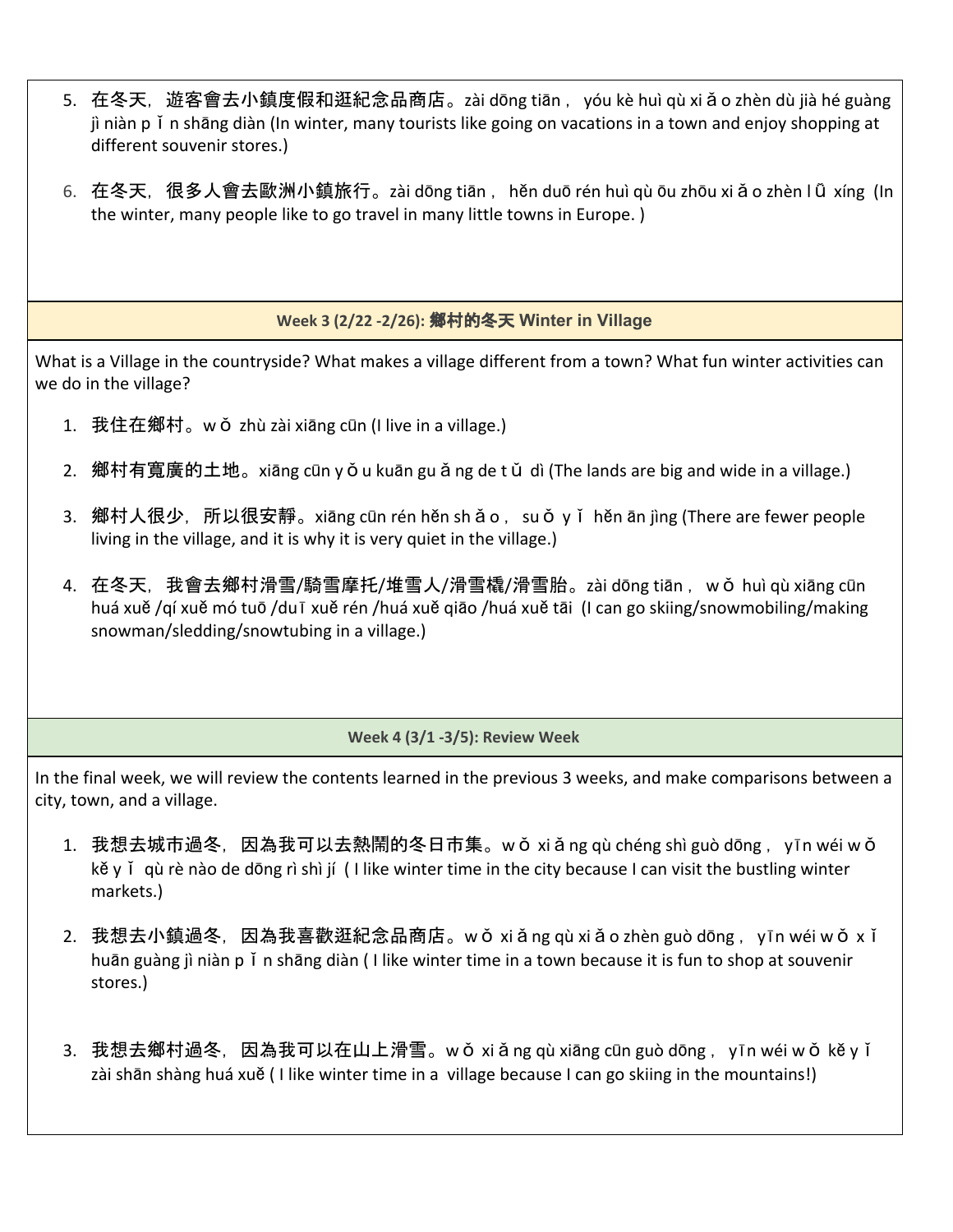5. 在冬天，遊客會去小鎮度假和逛紀念品商店。zài dōng tiān， yóu kè huì qù xiǎo zhèn dù jià hé guàng jì niàn pǐn shāng diàn (In winter, many tourists like going on vacations in a town and enjoy shopping at different souvenir stores.)

6. 在冬天，很多人會去歐洲小鎮旅行。zài dōng tiān， hěn duō rén huì qù ōu zhōu xiǎo zhèn lǚ xíng (In the winter, many people like to go travel in many little towns in Europe. )

### Week 3 (2/22 -2/26): 鄉村的冬天 Winter in Village

What is a Village in the countryside? What makes a village different from a town? What fun winter activities can we do in the village?

1. 我住在鄉村。wǒ zhù zài xiāng cūn (I live in a village.)

2. 鄉村有寬廣的土地。xiāng cūn yǒu kuān guǎng de tǔ dì (The lands are big and wide in a village.)

3. 鄉村人很少，所以很安靜。xiāng cūn rén hěn shǎo， suǒ yǐ hěn ān jìng (There are fewer people living in the village, and it is why it is very quiet in the village.)

4. 在冬天，我會去鄉村滑雪/騎雪摩托/堆雪人/滑雪橇/滑雪胎。zài dōng tiān， wǒ huì qù xiāng cūn huá xuě /qí xuě mó tuō /duī xuě rén /huá xuě qiāo /huá xuě tāi (I can go skiing/snowmobiling/making snowman/sledding/snowtubing in a village.)

### Week 4 (3/1 -3/5): Review Week

In the final week, we will review the contents learned in the previous 3 weeks, and make comparisons between a city, town, and a village.

1. 我想去城市過冬，因為我可以去熱鬧的冬日市集。wǒ xiǎng qù chéng shì guò dōng， yīn wéi wǒ kě yǐ qù rè nào de dōng rì shì jí ( I like winter time in the city because I can visit the bustling winter markets.)

2. 我想去小鎮過冬，因為我喜歡逛紀念品商店。wǒ xiǎng qù xiǎo zhèn guò dōng， yīn wéi wǒ xǐ huān guàng jì niàn pǐn shāng diàn ( I like winter time in a town because it is fun to shop at souvenir stores.)

3. 我想去鄉村過冬，因為我可以在山上滑雪。wǒ xiǎng qù xiāng cūn guò dōng， yīn wéi wǒ kě yǐ zài shān shàng huá xuě ( I like winter time in a village because I can go skiing in the mountains!)